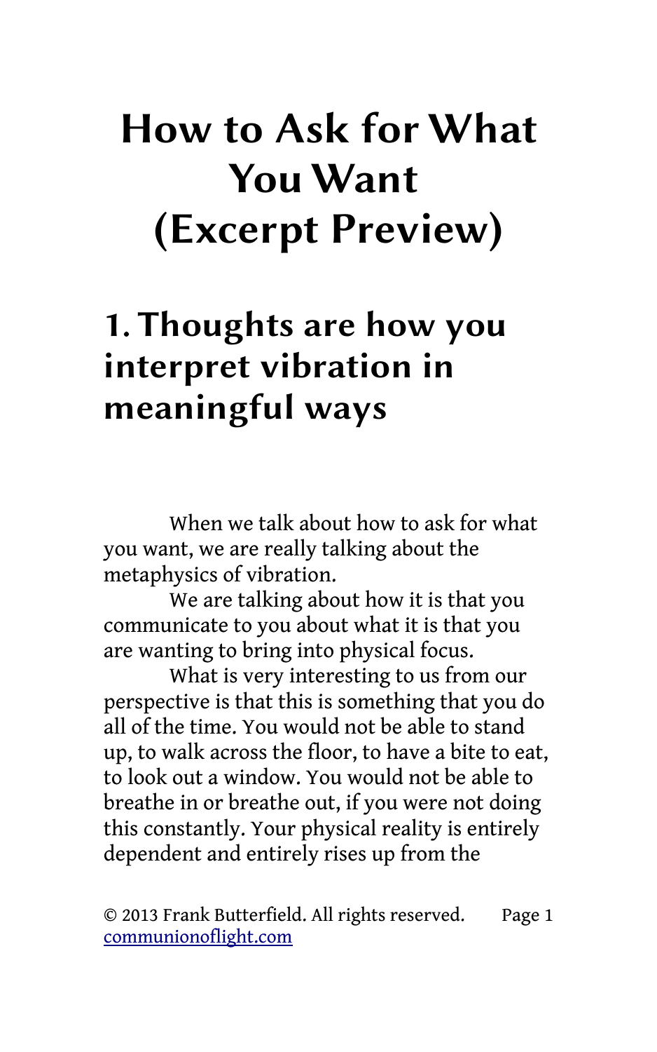# How to Ask for What You Want (Excerpt Preview)

## 1. Thoughts are how you interpret vibration in meaningful ways

When we talk about how to ask for what you want, we are really talking about the metaphysics of vibration.

We are talking about how it is that you communicate to you about what it is that you are wanting to bring into physical focus.

What is very interesting to us from our perspective is that this is something that you do all of the time. You would not be able to stand up, to walk across the floor, to have a bite to eat, to look out a window. You would not be able to breathe in or breathe out, if you were not doing this constantly. Your physical reality is entirely dependent and entirely rises up from the

© 2013 Frank Butterfield. All rights reserved.
communionoflight.com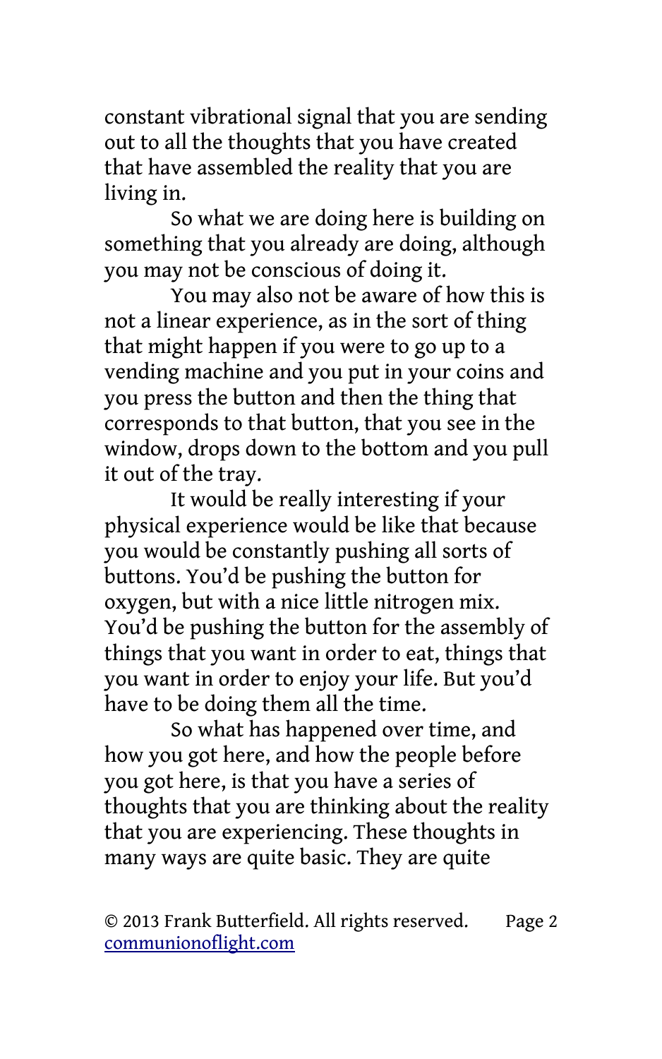constant vibrational signal that you are sending out to all the thoughts that you have created that have assembled the reality that you are living in.

So what we are doing here is building on something that you already are doing, although you may not be conscious of doing it.

You may also not be aware of how this is not a linear experience, as in the sort of thing that might happen if you were to go up to a vending machine and you put in your coins and you press the button and then the thing that corresponds to that button, that you see in the window, drops down to the bottom and you pull it out of the tray.

It would be really interesting if your physical experience would be like that because you would be constantly pushing all sorts of buttons. You'd be pushing the button for oxygen, but with a nice little nitrogen mix. You'd be pushing the button for the assembly of things that you want in order to eat, things that you want in order to enjoy your life. But you'd have to be doing them all the time.

So what has happened over time, and how you got here, and how the people before you got here, is that you have a series of thoughts that you are thinking about the reality that you are experiencing. These thoughts in many ways are quite basic. They are quite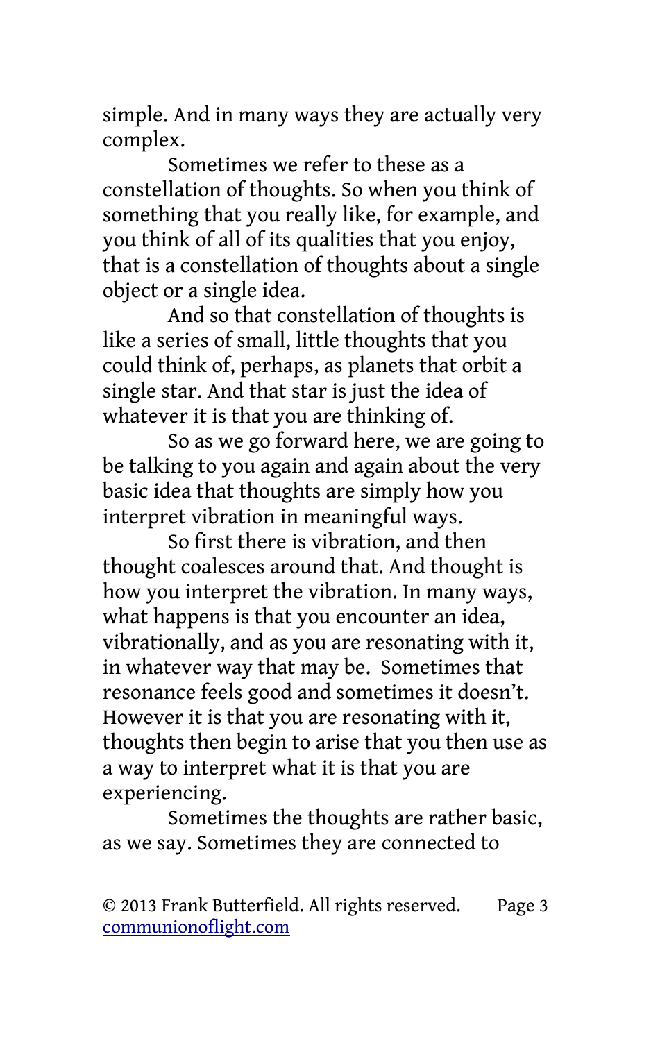simple. And in many ways they are actually very complex.

Sometimes we refer to these as a constellation of thoughts. So when you think of something that you really like, for example, and you think of all of its qualities that you enjoy, that is a constellation of thoughts about a single object or a single idea.

And so that constellation of thoughts is like a series of small, little thoughts that you could think of, perhaps, as planets that orbit a single star. And that star is just the idea of whatever it is that you are thinking of.

So as we go forward here, we are going to be talking to you again and again about the very basic idea that thoughts are simply how you interpret vibration in meaningful ways.

So first there is vibration, and then thought coalesces around that. And thought is how you interpret the vibration. In many ways, what happens is that you encounter an idea, vibrationally, and as you are resonating with it, in whatever way that may be. Sometimes that resonance feels good and sometimes it doesn't. However it is that you are resonating with it, thoughts then begin to arise that you then use as a way to interpret what it is that you are experiencing.

Sometimes the thoughts are rather basic, as we say. Sometimes they are connected to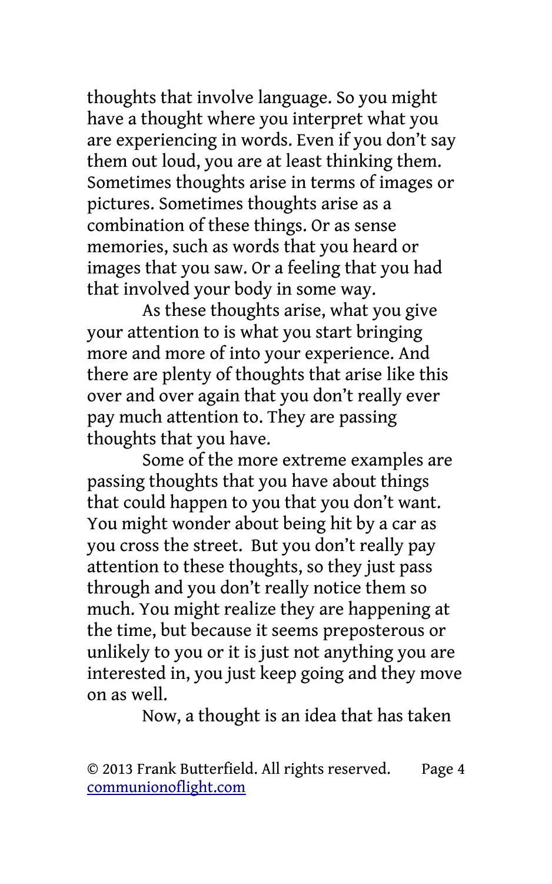thoughts that involve language. So you might have a thought where you interpret what you are experiencing in words. Even if you don't say them out loud, you are at least thinking them. Sometimes thoughts arise in terms of images or pictures. Sometimes thoughts arise as a combination of these things. Or as sense memories, such as words that you heard or images that you saw. Or a feeling that you had that involved your body in some way.

As these thoughts arise, what you give your attention to is what you start bringing more and more of into your experience. And there are plenty of thoughts that arise like this over and over again that you don't really ever pay much attention to. They are passing thoughts that you have.

Some of the more extreme examples are passing thoughts that you have about things that could happen to you that you don't want. You might wonder about being hit by a car as you cross the street. But you don't really pay attention to these thoughts, so they just pass through and you don't really notice them so much. You might realize they are happening at the time, but because it seems preposterous or unlikely to you or it is just not anything you are interested in, you just keep going and they move on as well.

Now, a thought is an idea that has taken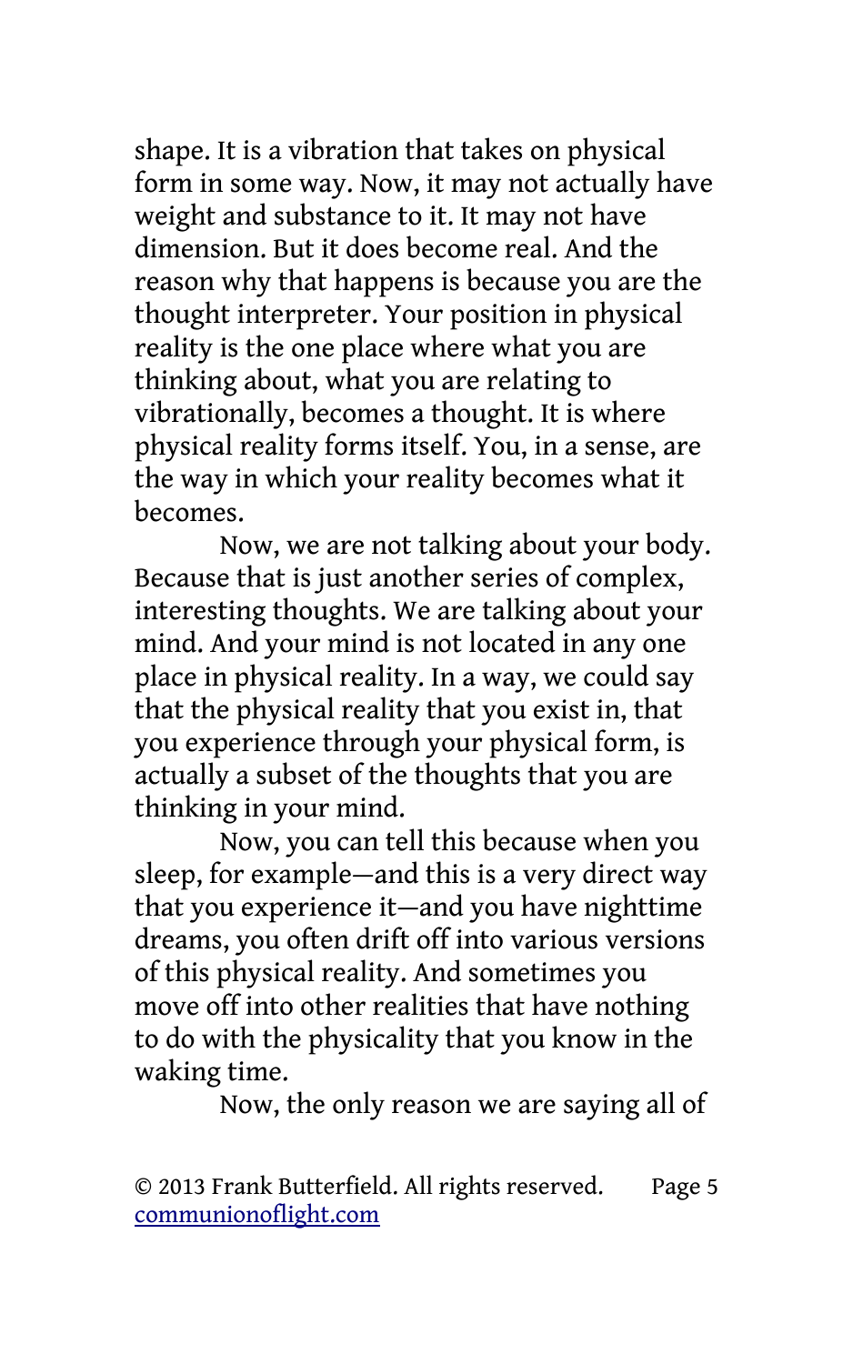shape. It is a vibration that takes on physical form in some way. Now, it may not actually have weight and substance to it. It may not have dimension. But it does become real. And the reason why that happens is because you are the thought interpreter. Your position in physical reality is the one place where what you are thinking about, what you are relating to vibrationally, becomes a thought. It is where physical reality forms itself. You, in a sense, are the way in which your reality becomes what it becomes.

Now, we are not talking about your body. Because that is just another series of complex, interesting thoughts. We are talking about your mind. And your mind is not located in any one place in physical reality. In a way, we could say that the physical reality that you exist in, that you experience through your physical form, is actually a subset of the thoughts that you are thinking in your mind.

Now, you can tell this because when you sleep, for example—and this is a very direct way that you experience it—and you have nighttime dreams, you often drift off into various versions of this physical reality. And sometimes you move off into other realities that have nothing to do with the physicality that you know in the waking time.

Now, the only reason we are saying all of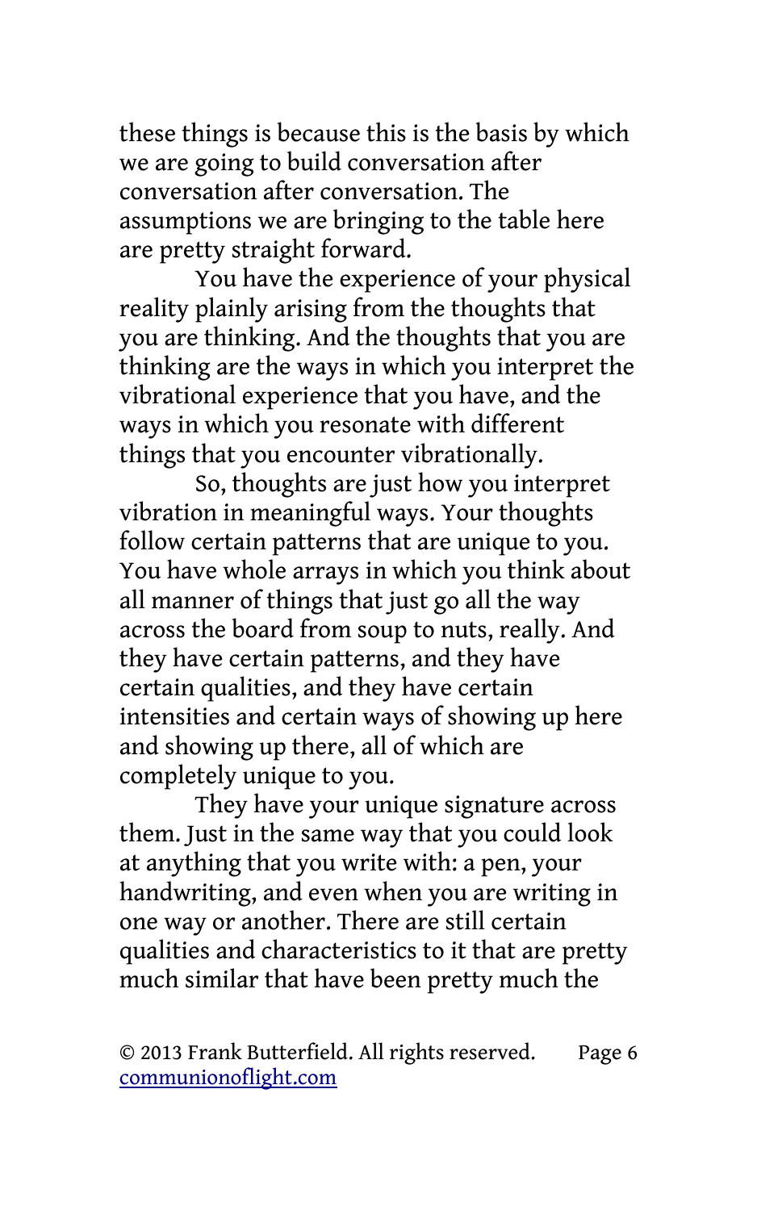these things is because this is the basis by which we are going to build conversation after conversation after conversation. The assumptions we are bringing to the table here are pretty straight forward.

You have the experience of your physical reality plainly arising from the thoughts that you are thinking. And the thoughts that you are thinking are the ways in which you interpret the vibrational experience that you have, and the ways in which you resonate with different things that you encounter vibrationally.

So, thoughts are just how you interpret vibration in meaningful ways. Your thoughts follow certain patterns that are unique to you. You have whole arrays in which you think about all manner of things that just go all the way across the board from soup to nuts, really. And they have certain patterns, and they have certain qualities, and they have certain intensities and certain ways of showing up here and showing up there, all of which are completely unique to you.

They have your unique signature across them. Just in the same way that you could look at anything that you write with: a pen, your handwriting, and even when you are writing in one way or another. There are still certain qualities and characteristics to it that are pretty much similar that have been pretty much the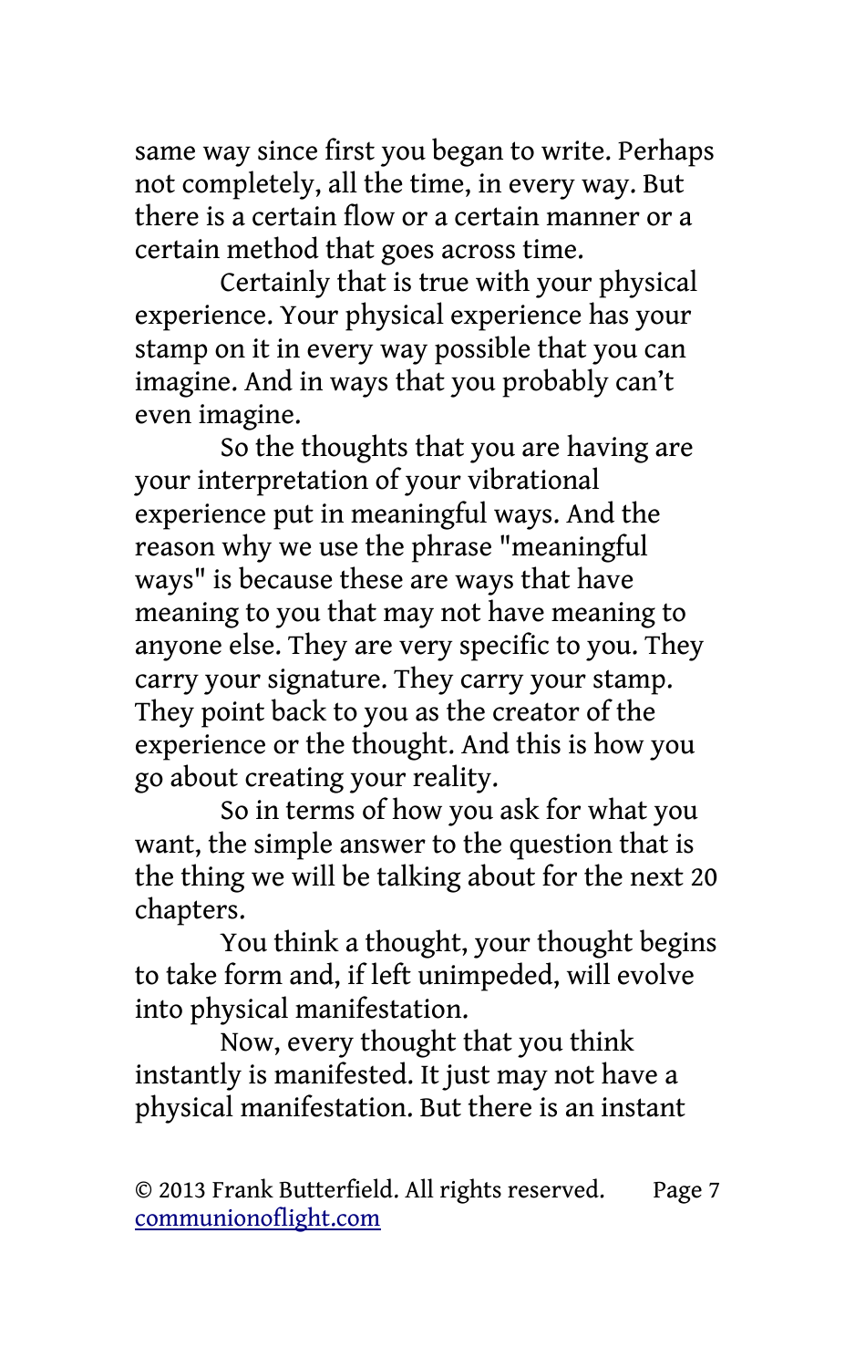same way since first you began to write. Perhaps not completely, all the time, in every way. But there is a certain flow or a certain manner or a certain method that goes across time.

Certainly that is true with your physical experience. Your physical experience has your stamp on it in every way possible that you can imagine. And in ways that you probably can't even imagine.

So the thoughts that you are having are your interpretation of your vibrational experience put in meaningful ways. And the reason why we use the phrase "meaningful ways" is because these are ways that have meaning to you that may not have meaning to anyone else. They are very specific to you. They carry your signature. They carry your stamp. They point back to you as the creator of the experience or the thought. And this is how you go about creating your reality.

So in terms of how you ask for what you want, the simple answer to the question that is the thing we will be talking about for the next 20 chapters.

You think a thought, your thought begins to take form and, if left unimpeded, will evolve into physical manifestation.

Now, every thought that you think instantly is manifested. It just may not have a physical manifestation. But there is an instant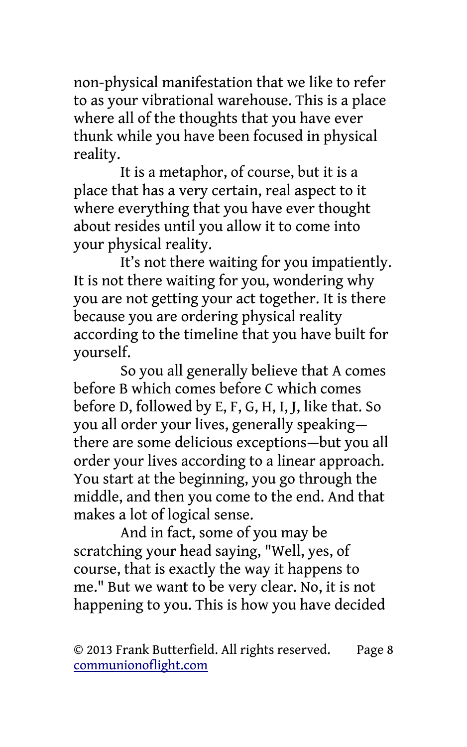non-physical manifestation that we like to refer to as your vibrational warehouse. This is a place where all of the thoughts that you have ever thunk while you have been focused in physical reality.

It is a metaphor, of course, but it is a place that has a very certain, real aspect to it where everything that you have ever thought about resides until you allow it to come into your physical reality.

It's not there waiting for you impatiently. It is not there waiting for you, wondering why you are not getting your act together. It is there because you are ordering physical reality according to the timeline that you have built for yourself.

So you all generally believe that A comes before B which comes before C which comes before D, followed by E, F, G, H, I, J, like that. So you all order your lives, generally speaking—there are some delicious exceptions—but you all order your lives according to a linear approach. You start at the beginning, you go through the middle, and then you come to the end. And that makes a lot of logical sense.

And in fact, some of you may be scratching your head saying, "Well, yes, of course, that is exactly the way it happens to me." But we want to be very clear. No, it is not happening to you. This is how you have decided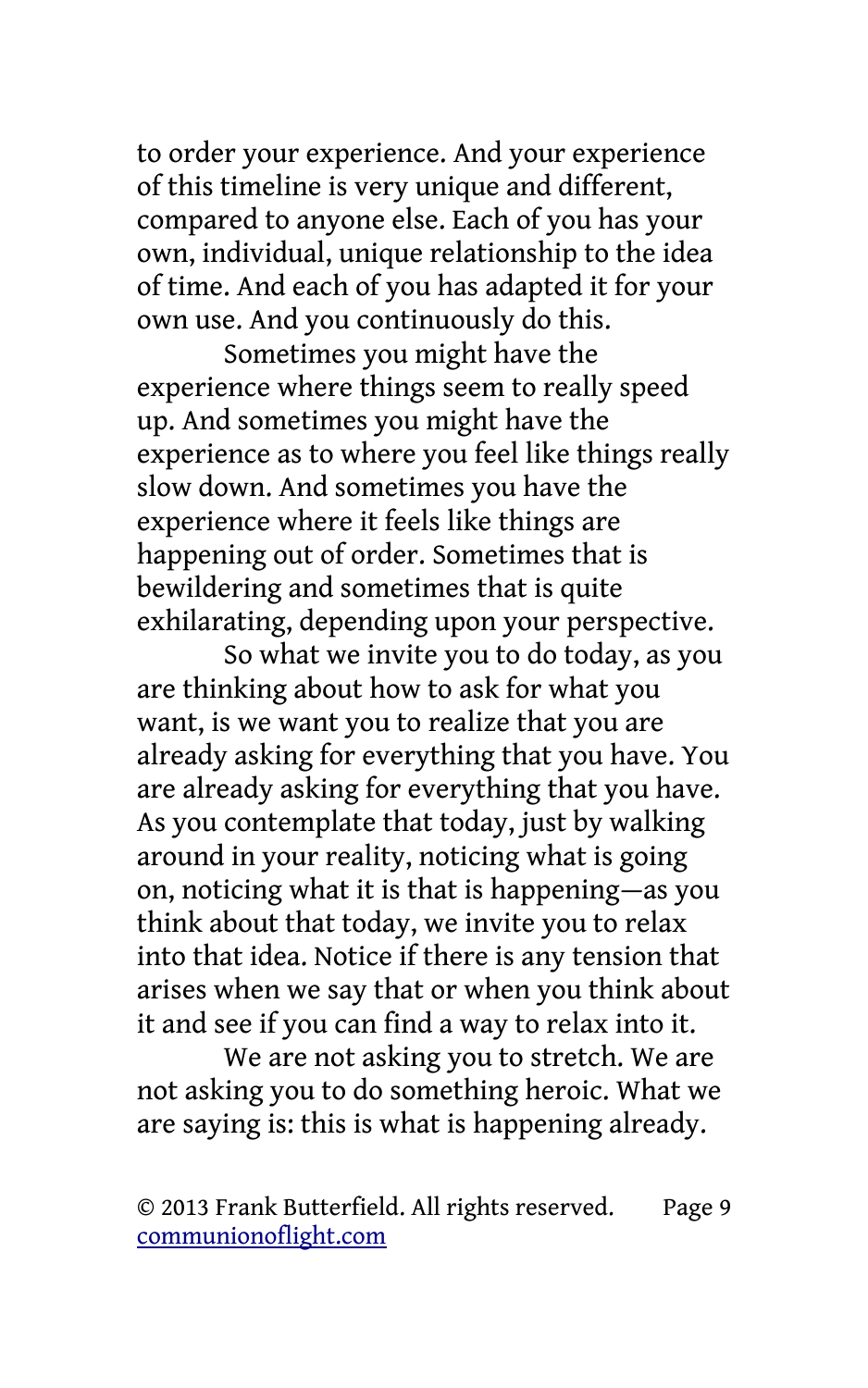to order your experience. And your experience of this timeline is very unique and different, compared to anyone else. Each of you has your own, individual, unique relationship to the idea of time. And each of you has adapted it for your own use. And you continuously do this.

Sometimes you might have the experience where things seem to really speed up. And sometimes you might have the experience as to where you feel like things really slow down. And sometimes you have the experience where it feels like things are happening out of order. Sometimes that is bewildering and sometimes that is quite exhilarating, depending upon your perspective.

So what we invite you to do today, as you are thinking about how to ask for what you want, is we want you to realize that you are already asking for everything that you have. You are already asking for everything that you have. As you contemplate that today, just by walking around in your reality, noticing what is going on, noticing what it is that is happening—as you think about that today, we invite you to relax into that idea. Notice if there is any tension that arises when we say that or when you think about it and see if you can find a way to relax into it.

We are not asking you to stretch. We are not asking you to do something heroic. What we are saying is: this is what is happening already.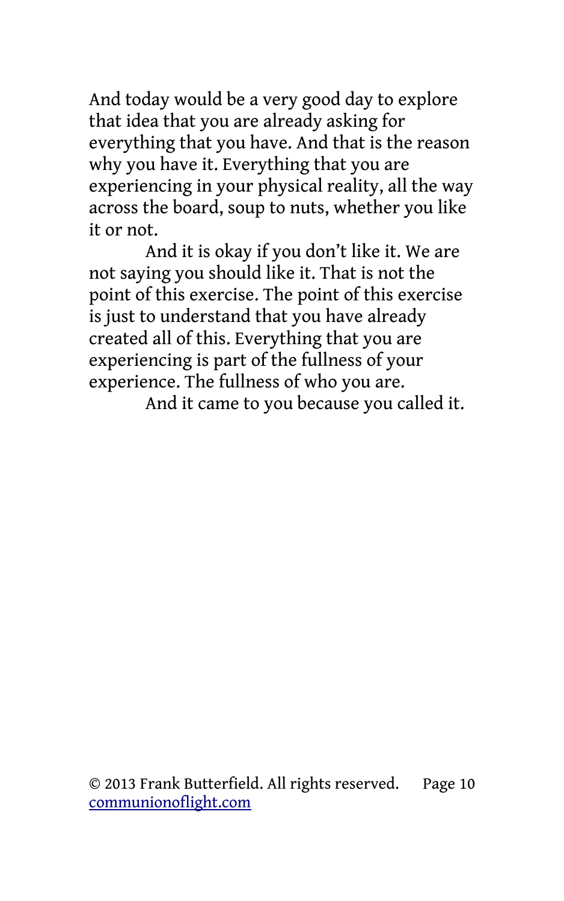And today would be a very good day to explore that idea that you are already asking for everything that you have. And that is the reason why you have it. Everything that you are experiencing in your physical reality, all the way across the board, soup to nuts, whether you like it or not.

And it is okay if you don't like it. We are not saying you should like it. That is not the point of this exercise. The point of this exercise is just to understand that you have already created all of this. Everything that you are experiencing is part of the fullness of your experience. The fullness of who you are.

And it came to you because you called it.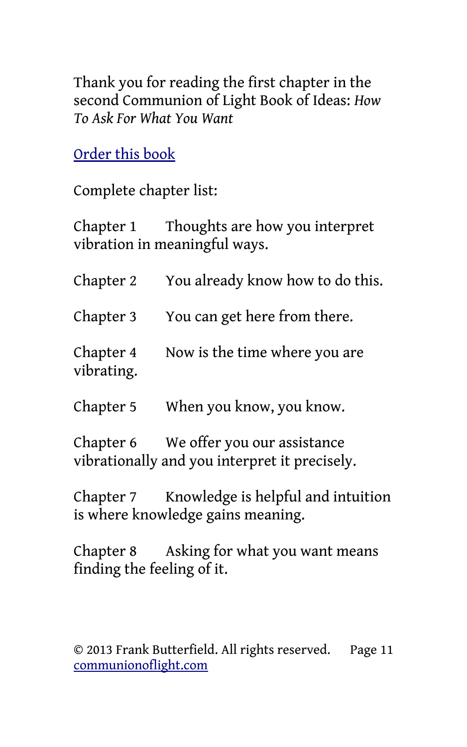Thank you for reading the first chapter in the second Communion of Light Book of Ideas: *How To Ask For What You Want*

[Order this book]

Complete chapter list:

Chapter 1 Thoughts are how you interpret vibration in meaningful ways.

Chapter 2 You already know how to do this.

Chapter 3 You can get here from there.

Chapter 4 Now is the time where you are vibrating.

Chapter 5 When you know, you know.

Chapter 6 We offer you our assistance vibrationally and you interpret it precisely.

Chapter 7 Knowledge is helpful and intuition is where knowledge gains meaning.

Chapter 8 Asking for what you want means finding the feeling of it.

© 2013 Frank Butterfield. All rights reserved.
communionoflight.com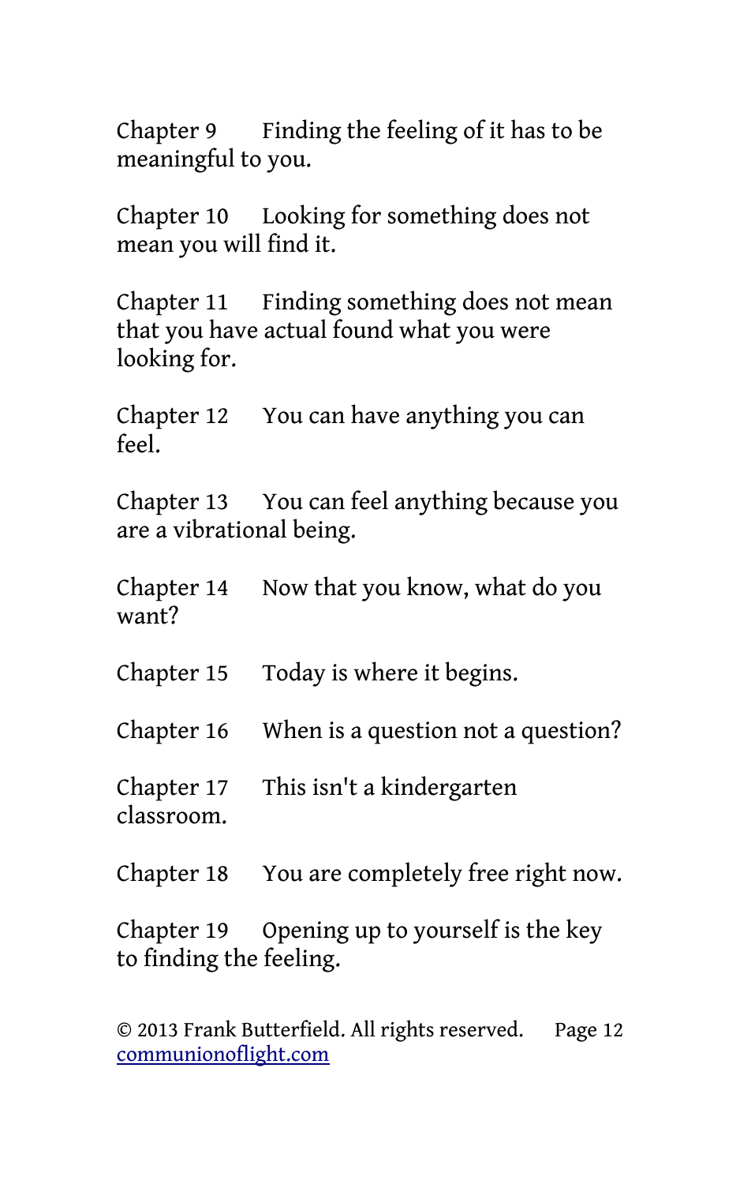Chapter 9 Finding the feeling of it has to be meaningful to you.

Chapter 10 Looking for something does not mean you will find it.

Chapter 11 Finding something does not mean that you have actual found what you were looking for.

Chapter 12 You can have anything you can feel.

Chapter 13 You can feel anything because you are a vibrational being.

Chapter 14 Now that you know, what do you want?

Chapter 15 Today is where it begins.

Chapter 16 When is a question not a question?

Chapter 17 This isn't a kindergarten classroom.

Chapter 18 You are completely free right now.

Chapter 19 Opening up to yourself is the key to finding the feeling.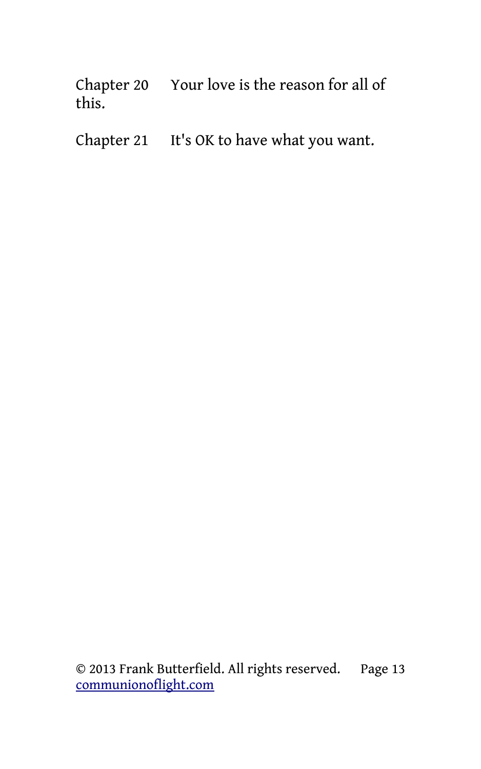Chapter 20 Your love is the reason for all of this.

Chapter 21 It's OK to have what you want.